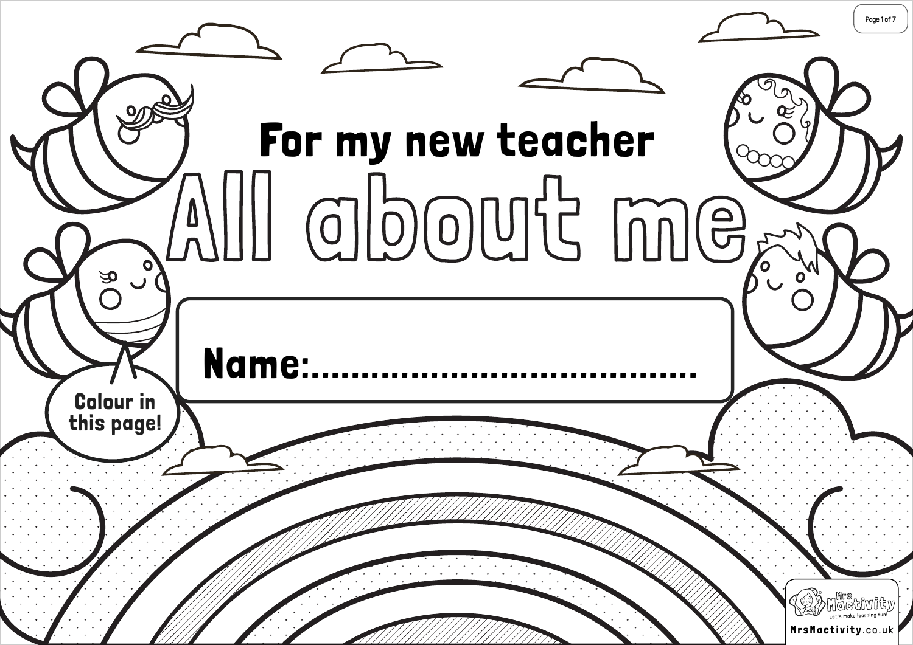## For my new teacher

# All about me

**Name:**........................................

Colour in this page!

MrsMactivity.co.uk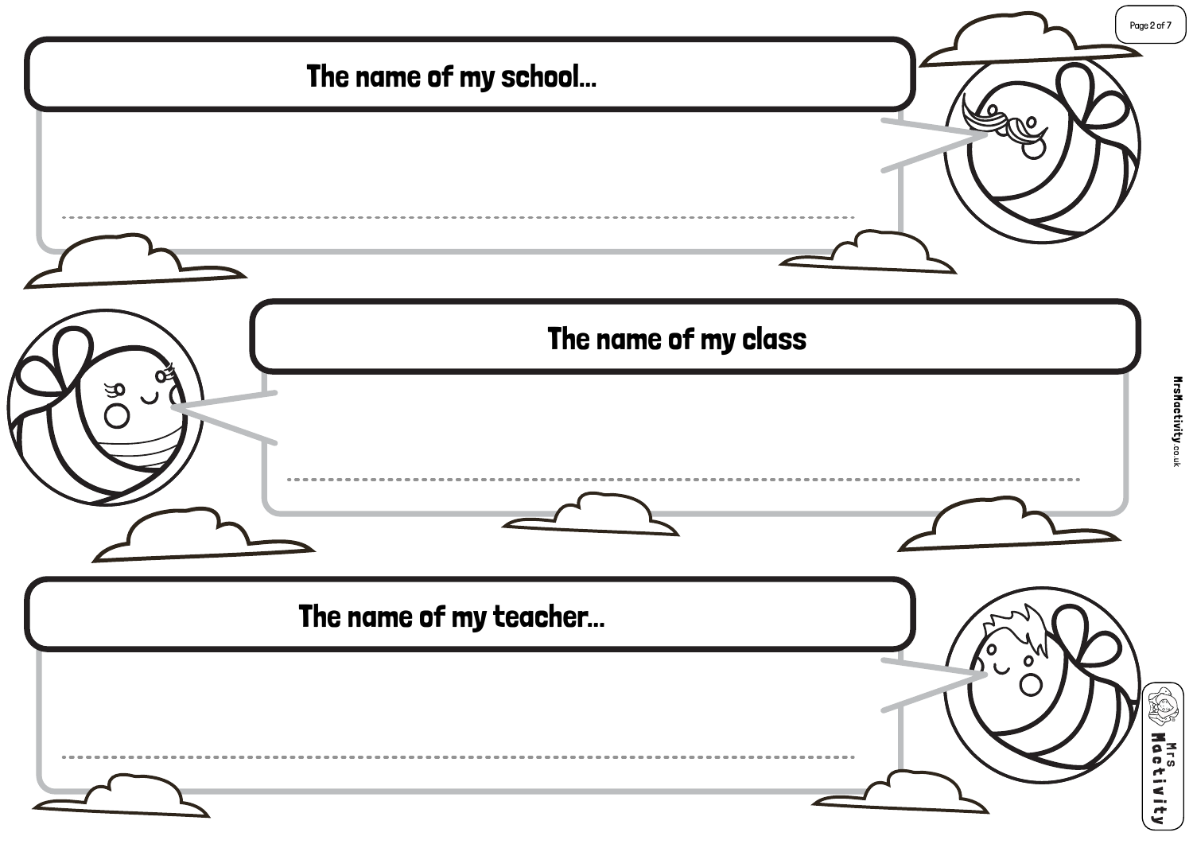## The name of my school...

............................................................................................................

## The name of my class

............................................................................................................

## The name of my teacher...

............................................................................................................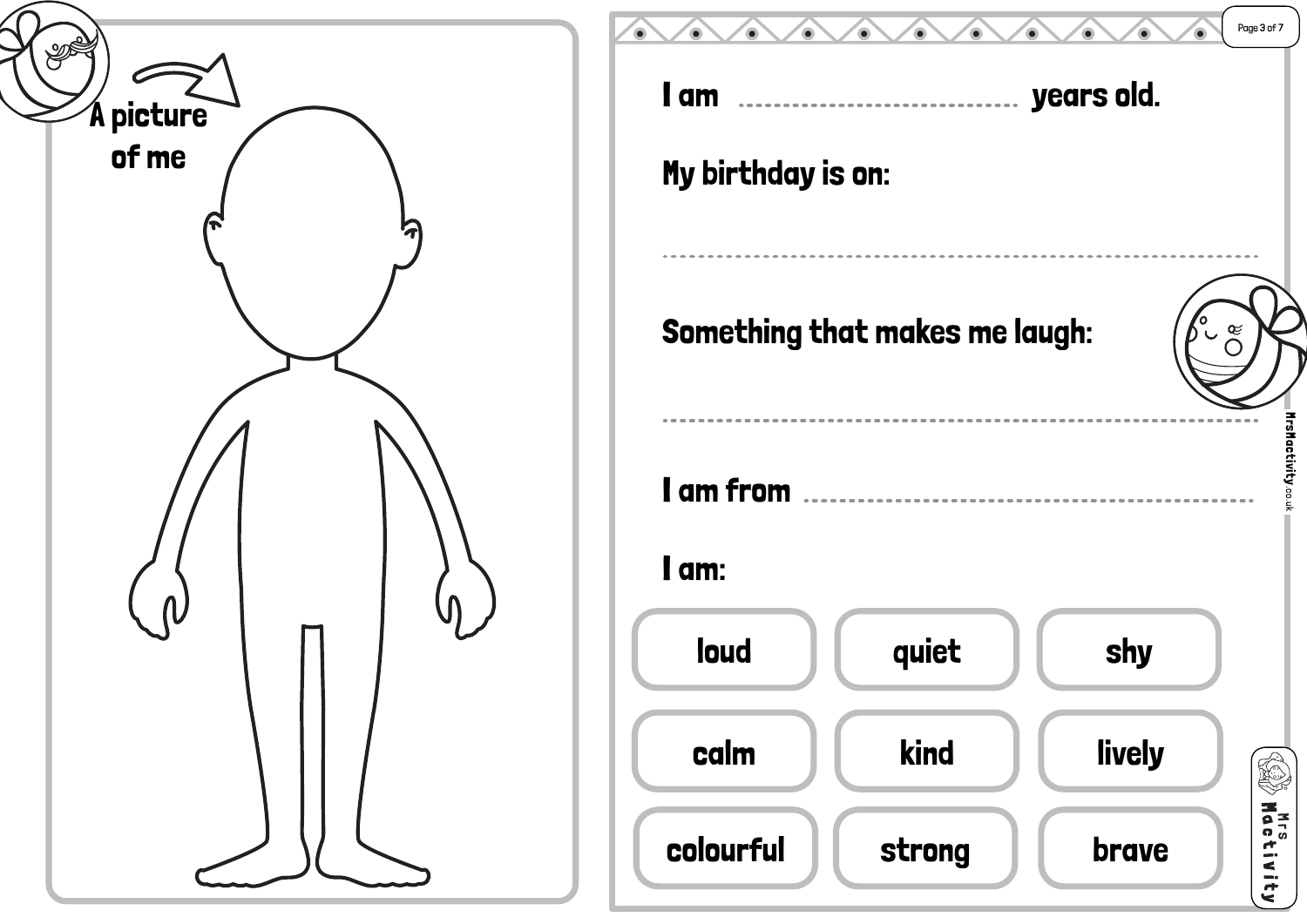A picture of me

I am .................................... years old.

My birthday is on:

.......................................................................................

Something that makes me laugh:

.......................................................................................

I am from .......................................................

I am:

| loud | quiet | shy |
| --- | --- | --- |
| calm | kind | lively |
| colourful | strong | brave |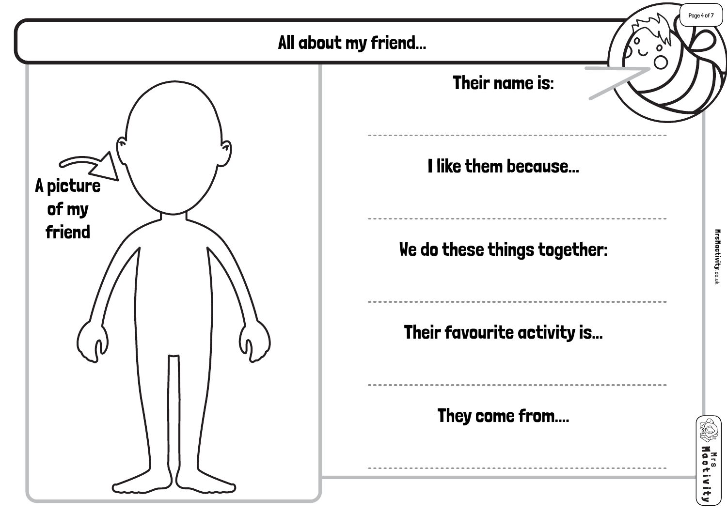# All about my friend...

A picture of my friend

**Their name is:**

---

**I like them because...**

---

**We do these things together:**

---

**Their favourite activity is...**

---

**They come from....**

---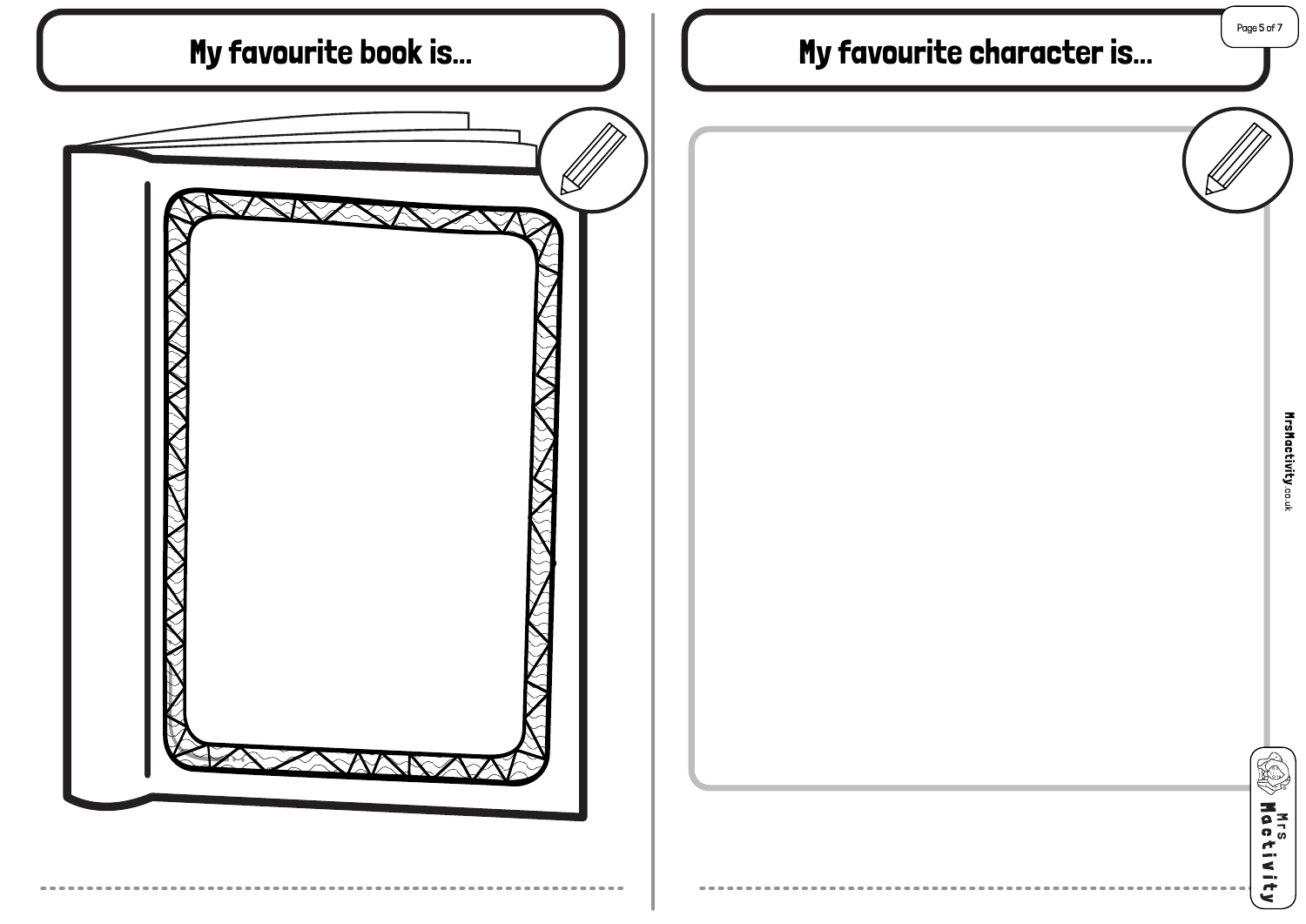## My favourite book is...

---

## My favourite character is...

---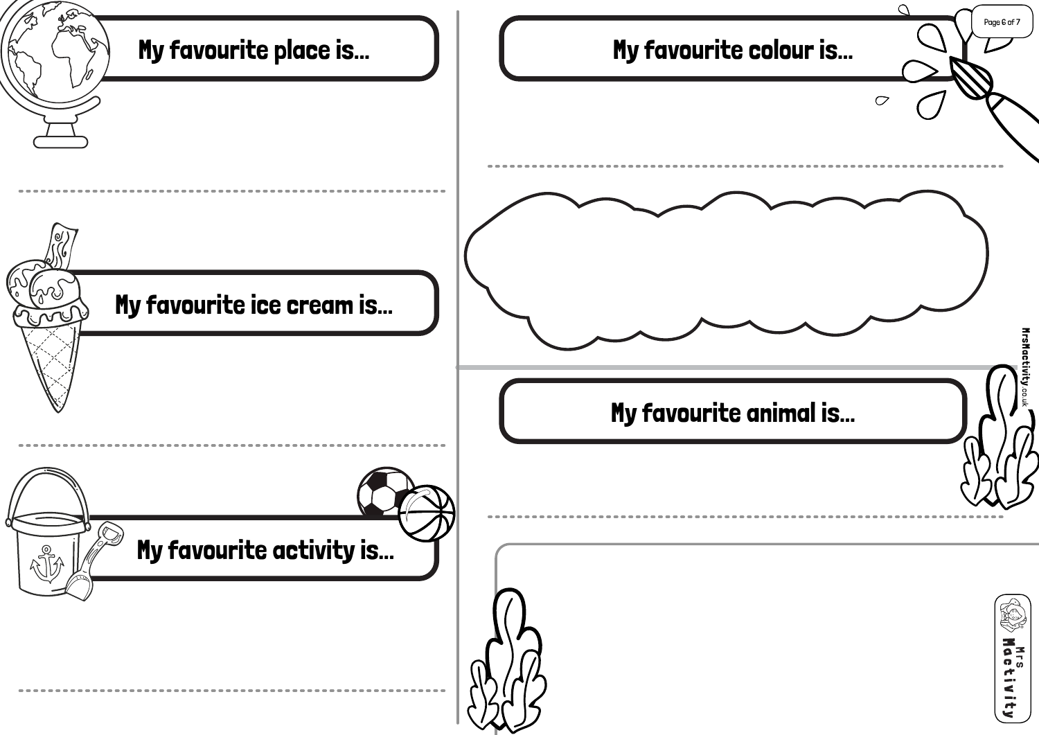My favourite place is...

My favourite ice cream is...

My favourite activity is...

My favourite colour is...

My favourite animal is...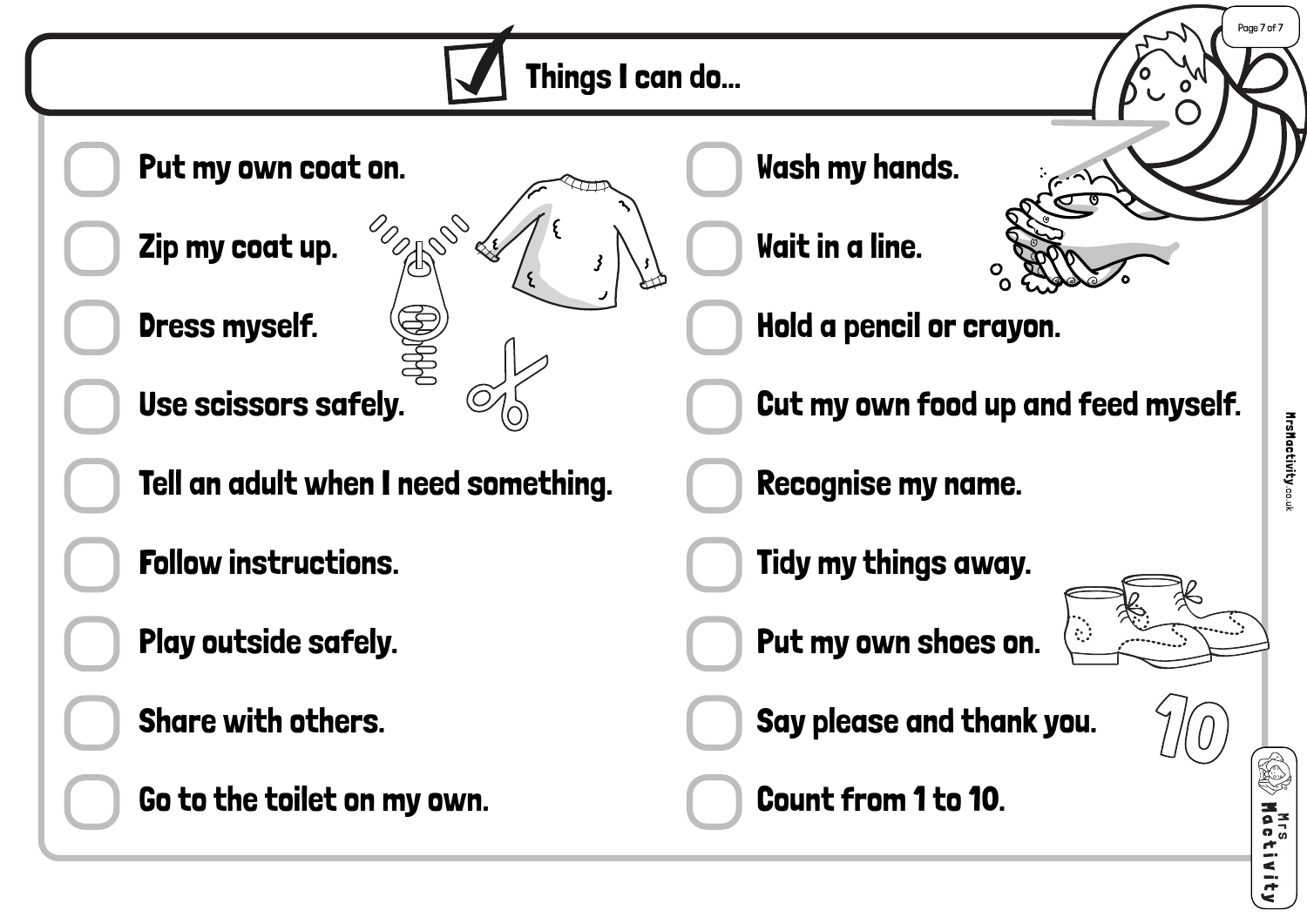# Things I can do...

- [ ] Put my own coat on.
- [ ] Zip my coat up.
- [ ] Dress myself.
- [ ] Use scissors safely.
- [ ] Tell an adult when I need something.
- [ ] Follow instructions.
- [ ] Play outside safely.
- [ ] Share with others.
- [ ] Go to the toilet on my own.
- [ ] Wash my hands.
- [ ] Wait in a line.
- [ ] Hold a pencil or crayon.
- [ ] Cut my own food up and feed myself.
- [ ] Recognise my name.
- [ ] Tidy my things away.
- [ ] Put my own shoes on.
- [ ] Say please and thank you.
- [ ] Count from 1 to 10.